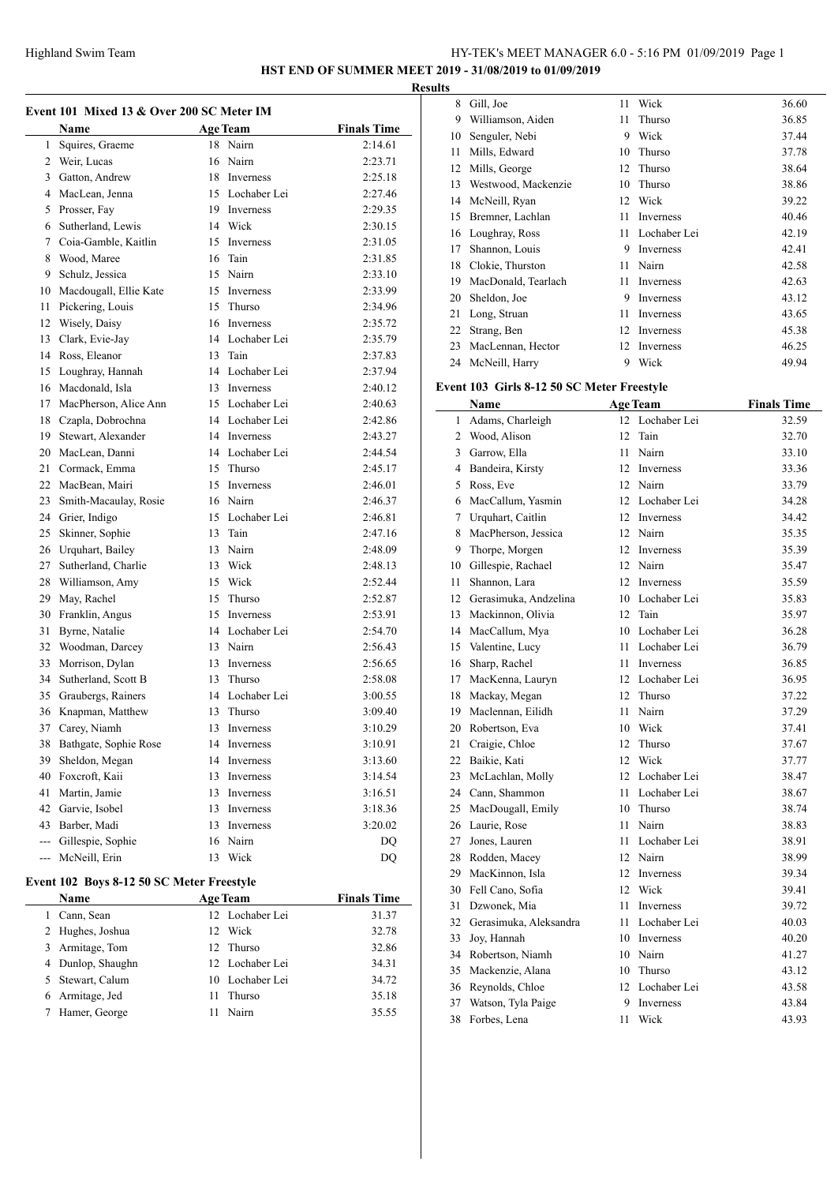Highland Swim Team

HY-TEK's MEET MANAGER 6.0 - 5:16 PM 01/09/2019

**HST END OF SUMMER MEET 2019 - 31/08/2019 to 01/09/2019**

**Results**

### Event 101 Mixed 13 & Over 200 SC Meter IM

| | Name | Age | Team | Finals Time |
|---|---|---|---|---|
| 1 | Squires, Graeme | 18 | Nairn | 2:14.61 |
| 2 | Weir, Lucas | 16 | Nairn | 2:23.71 |
| 3 | Gatton, Andrew | 18 | Inverness | 2:25.18 |
| 4 | MacLean, Jenna | 15 | Lochaber Lei | 2:27.46 |
| 5 | Prosser, Fay | 19 | Inverness | 2:29.35 |
| 6 | Sutherland, Lewis | 14 | Wick | 2:30.15 |
| 7 | Coia-Gamble, Kaitlin | 15 | Inverness | 2:31.05 |
| 8 | Wood, Maree | 16 | Tain | 2:31.85 |
| 9 | Schulz, Jessica | 15 | Nairn | 2:33.10 |
| 10 | Macdougall, Ellie Kate | 15 | Inverness | 2:33.99 |
| 11 | Pickering, Louis | 15 | Thurso | 2:34.96 |
| 12 | Wisely, Daisy | 16 | Inverness | 2:35.72 |
| 13 | Clark, Evie-Jay | 14 | Lochaber Lei | 2:35.79 |
| 14 | Ross, Eleanor | 13 | Tain | 2:37.83 |
| 15 | Loughray, Hannah | 14 | Lochaber Lei | 2:37.94 |
| 16 | Macdonald, Isla | 13 | Inverness | 2:40.12 |
| 17 | MacPherson, Alice Ann | 15 | Lochaber Lei | 2:40.63 |
| 18 | Czapla, Dobrochna | 14 | Lochaber Lei | 2:42.86 |
| 19 | Stewart, Alexander | 14 | Inverness | 2:43.27 |
| 20 | MacLean, Danni | 14 | Lochaber Lei | 2:44.54 |
| 21 | Cormack, Emma | 15 | Thurso | 2:45.17 |
| 22 | MacBean, Mairi | 15 | Inverness | 2:46.01 |
| 23 | Smith-Macaulay, Rosie | 16 | Nairn | 2:46.37 |
| 24 | Grier, Indigo | 15 | Lochaber Lei | 2:46.81 |
| 25 | Skinner, Sophie | 13 | Tain | 2:47.16 |
| 26 | Urquhart, Bailey | 13 | Nairn | 2:48.09 |
| 27 | Sutherland, Charlie | 13 | Wick | 2:48.13 |
| 28 | Williamson, Amy | 15 | Wick | 2:52.44 |
| 29 | May, Rachel | 15 | Thurso | 2:52.87 |
| 30 | Franklin, Angus | 15 | Inverness | 2:53.91 |
| 31 | Byrne, Natalie | 14 | Lochaber Lei | 2:54.70 |
| 32 | Woodman, Darcey | 13 | Nairn | 2:56.43 |
| 33 | Morrison, Dylan | 13 | Inverness | 2:56.65 |
| 34 | Sutherland, Scott B | 13 | Thurso | 2:58.08 |
| 35 | Graubergs, Rainers | 14 | Lochaber Lei | 3:00.55 |
| 36 | Knapman, Matthew | 13 | Thurso | 3:09.40 |
| 37 | Carey, Niamh | 13 | Inverness | 3:10.29 |
| 38 | Bathgate, Sophie Rose | 14 | Inverness | 3:10.91 |
| 39 | Sheldon, Megan | 14 | Inverness | 3:13.60 |
| 40 | Foxcroft, Kaii | 13 | Inverness | 3:14.54 |
| 41 | Martin, Jamie | 13 | Inverness | 3:16.51 |
| 42 | Garvie, Isobel | 13 | Inverness | 3:18.36 |
| 43 | Barber, Madi | 13 | Inverness | 3:20.02 |
| --- | Gillespie, Sophie | 16 | Nairn | DQ |
| --- | McNeill, Erin | 13 | Wick | DQ |

### Event 102 Boys 8-12 50 SC Meter Freestyle

| | Name | Age | Team | Finals Time |
|---|---|---|---|---|
| 1 | Cann, Sean | 12 | Lochaber Lei | 31.37 |
| 2 | Hughes, Joshua | 12 | Wick | 32.78 |
| 3 | Armitage, Tom | 12 | Thurso | 32.86 |
| 4 | Dunlop, Shaughn | 12 | Lochaber Lei | 34.31 |
| 5 | Stewart, Calum | 10 | Lochaber Lei | 34.72 |
| 6 | Armitage, Jed | 11 | Thurso | 35.18 |
| 7 | Hamer, George | 11 | Nairn | 35.55 |
| 8 | Gill, Joe | 11 | Wick | 36.60 |
| 9 | Williamson, Aiden | 11 | Thurso | 36.85 |
| 10 | Senguler, Nebi | 9 | Wick | 37.44 |
| 11 | Mills, Edward | 10 | Thurso | 37.78 |
| 12 | Mills, George | 12 | Thurso | 38.64 |
| 13 | Westwood, Mackenzie | 10 | Thurso | 38.86 |
| 14 | McNeill, Ryan | 12 | Wick | 39.22 |
| 15 | Bremner, Lachlan | 11 | Inverness | 40.46 |
| 16 | Loughray, Ross | 11 | Lochaber Lei | 42.19 |
| 17 | Shannon, Louis | 9 | Inverness | 42.41 |
| 18 | Clokie, Thurston | 11 | Nairn | 42.58 |
| 19 | MacDonald, Tearlach | 11 | Inverness | 42.63 |
| 20 | Sheldon, Joe | 9 | Inverness | 43.12 |
| 21 | Long, Struan | 11 | Inverness | 43.65 |
| 22 | Strang, Ben | 12 | Inverness | 45.38 |
| 23 | MacLennan, Hector | 12 | Inverness | 46.25 |
| 24 | McNeill, Harry | 9 | Wick | 49.94 |

### Event 103 Girls 8-12 50 SC Meter Freestyle

| | Name | Age | Team | Finals Time |
|---|---|---|---|---|
| 1 | Adams, Charleigh | 12 | Lochaber Lei | 32.59 |
| 2 | Wood, Alison | 12 | Tain | 32.70 |
| 3 | Garrow, Ella | 11 | Nairn | 33.10 |
| 4 | Bandeira, Kirsty | 12 | Inverness | 33.36 |
| 5 | Ross, Eve | 12 | Nairn | 33.79 |
| 6 | MacCallum, Yasmin | 12 | Lochaber Lei | 34.28 |
| 7 | Urquhart, Caitlin | 12 | Inverness | 34.42 |
| 8 | MacPherson, Jessica | 12 | Nairn | 35.35 |
| 9 | Thorpe, Morgen | 12 | Inverness | 35.39 |
| 10 | Gillespie, Rachael | 12 | Nairn | 35.47 |
| 11 | Shannon, Lara | 12 | Inverness | 35.59 |
| 12 | Gerasimuka, Andzelina | 10 | Lochaber Lei | 35.83 |
| 13 | Mackinnon, Olivia | 12 | Tain | 35.97 |
| 14 | MacCallum, Mya | 10 | Lochaber Lei | 36.28 |
| 15 | Valentine, Lucy | 11 | Lochaber Lei | 36.79 |
| 16 | Sharp, Rachel | 11 | Inverness | 36.85 |
| 17 | MacKenna, Lauryn | 12 | Lochaber Lei | 36.95 |
| 18 | Mackay, Megan | 12 | Thurso | 37.22 |
| 19 | Maclennan, Eilidh | 11 | Nairn | 37.29 |
| 20 | Robertson, Eva | 10 | Wick | 37.41 |
| 21 | Craigie, Chloe | 12 | Thurso | 37.67 |
| 22 | Baikie, Kati | 12 | Wick | 37.77 |
| 23 | McLachlan, Molly | 12 | Lochaber Lei | 38.47 |
| 24 | Cann, Shammon | 11 | Lochaber Lei | 38.67 |
| 25 | MacDougall, Emily | 10 | Thurso | 38.74 |
| 26 | Laurie, Rose | 11 | Nairn | 38.83 |
| 27 | Jones, Lauren | 11 | Lochaber Lei | 38.91 |
| 28 | Rodden, Macey | 12 | Nairn | 38.99 |
| 29 | MacKinnon, Isla | 12 | Inverness | 39.34 |
| 30 | Fell Cano, Sofia | 12 | Wick | 39.41 |
| 31 | Dzwonek, Mia | 11 | Inverness | 39.72 |
| 32 | Gerasimuka, Aleksandra | 11 | Lochaber Lei | 40.03 |
| 33 | Joy, Hannah | 10 | Inverness | 40.20 |
| 34 | Robertson, Niamh | 10 | Nairn | 41.27 |
| 35 | Mackenzie, Alana | 10 | Thurso | 43.12 |
| 36 | Reynolds, Chloe | 12 | Lochaber Lei | 43.58 |
| 37 | Watson, Tyla Paige | 9 | Inverness | 43.84 |
| 38 | Forbes, Lena | 11 | Wick | 43.93 |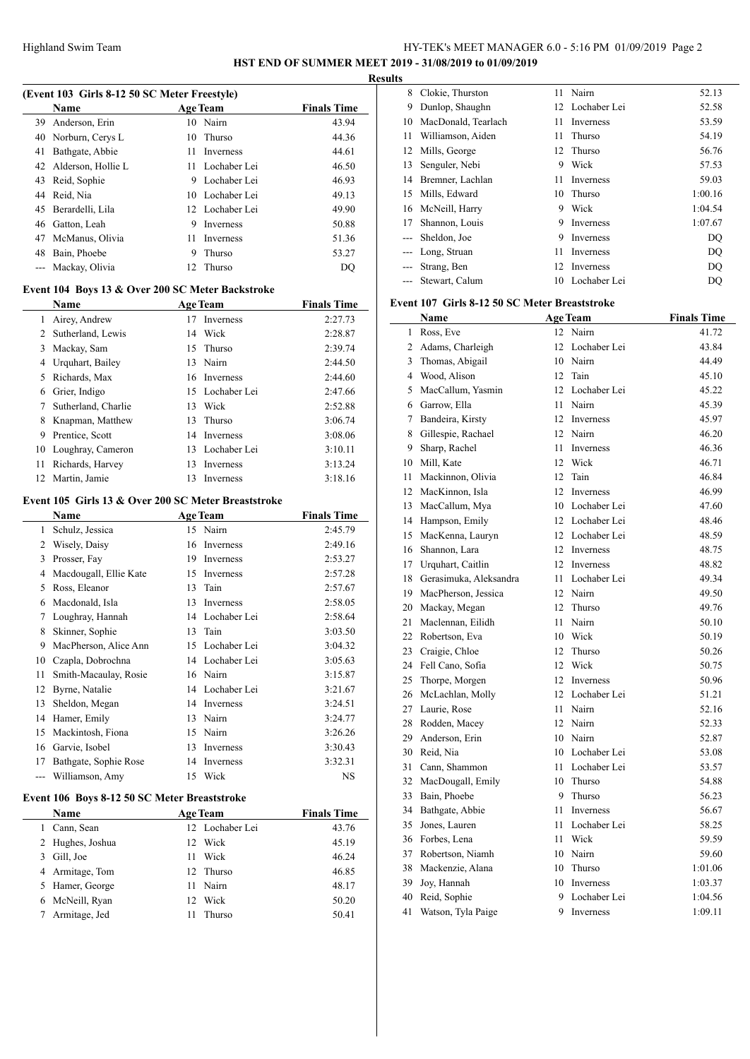**Results**

(Event 103 Girls 8-12 50 SC Meter Freestyle)

| | Name | Age | Team | Finals Time |
|---|---|---|---|---|
| 39 | Anderson, Erin | 10 | Nairn | 43.94 |
| 40 | Norburn, Cerys L | 10 | Thurso | 44.36 |
| 41 | Bathgate, Abbie | 11 | Inverness | 44.61 |
| 42 | Alderson, Hollie L | 11 | Lochaber Lei | 46.50 |
| 43 | Reid, Sophie | 9 | Lochaber Lei | 46.93 |
| 44 | Reid, Nia | 10 | Lochaber Lei | 49.13 |
| 45 | Berardelli, Lila | 12 | Lochaber Lei | 49.90 |
| 46 | Gatton, Leah | 9 | Inverness | 50.88 |
| 47 | McManus, Olivia | 11 | Inverness | 51.36 |
| 48 | Bain, Phoebe | 9 | Thurso | 53.27 |
| --- | Mackay, Olivia | 12 | Thurso | DQ |

**Event 104 Boys 13 & Over 200 SC Meter Backstroke**

| | Name | Age | Team | Finals Time |
|---|---|---|---|---|
| 1 | Airey, Andrew | 17 | Inverness | 2:27.73 |
| 2 | Sutherland, Lewis | 14 | Wick | 2:28.87 |
| 3 | Mackay, Sam | 15 | Thurso | 2:39.74 |
| 4 | Urquhart, Bailey | 13 | Nairn | 2:44.50 |
| 5 | Richards, Max | 16 | Inverness | 2:44.60 |
| 6 | Grier, Indigo | 15 | Lochaber Lei | 2:47.66 |
| 7 | Sutherland, Charlie | 13 | Wick | 2:52.88 |
| 8 | Knapman, Matthew | 13 | Thurso | 3:06.74 |
| 9 | Prentice, Scott | 14 | Inverness | 3:08.06 |
| 10 | Loughray, Cameron | 13 | Lochaber Lei | 3:10.11 |
| 11 | Richards, Harvey | 13 | Inverness | 3:13.24 |
| 12 | Martin, Jamie | 13 | Inverness | 3:18.16 |

**Event 105 Girls 13 & Over 200 SC Meter Breaststroke**

| | Name | Age | Team | Finals Time |
|---|---|---|---|---|
| 1 | Schulz, Jessica | 15 | Nairn | 2:45.79 |
| 2 | Wisely, Daisy | 16 | Inverness | 2:49.16 |
| 3 | Prosser, Fay | 19 | Inverness | 2:53.27 |
| 4 | Macdougall, Ellie Kate | 15 | Inverness | 2:57.28 |
| 5 | Ross, Eleanor | 13 | Tain | 2:57.67 |
| 6 | Macdonald, Isla | 13 | Inverness | 2:58.05 |
| 7 | Loughray, Hannah | 14 | Lochaber Lei | 2:58.64 |
| 8 | Skinner, Sophie | 13 | Tain | 3:03.50 |
| 9 | MacPherson, Alice Ann | 15 | Lochaber Lei | 3:04.32 |
| 10 | Czapla, Dobrochna | 14 | Lochaber Lei | 3:05.63 |
| 11 | Smith-Macaulay, Rosie | 16 | Nairn | 3:15.87 |
| 12 | Byrne, Natalie | 14 | Lochaber Lei | 3:21.67 |
| 13 | Sheldon, Megan | 14 | Inverness | 3:24.51 |
| 14 | Hamer, Emily | 13 | Nairn | 3:24.77 |
| 15 | Mackintosh, Fiona | 15 | Nairn | 3:26.26 |
| 16 | Garvie, Isobel | 13 | Inverness | 3:30.43 |
| 17 | Bathgate, Sophie Rose | 14 | Inverness | 3:32.31 |
| --- | Williamson, Amy | 15 | Wick | NS |

**Event 106 Boys 8-12 50 SC Meter Breaststroke**

| | Name | Age | Team | Finals Time |
|---|---|---|---|---|
| 1 | Cann, Sean | 12 | Lochaber Lei | 43.76 |
| 2 | Hughes, Joshua | 12 | Wick | 45.19 |
| 3 | Gill, Joe | 11 | Wick | 46.24 |
| 4 | Armitage, Tom | 12 | Thurso | 46.85 |
| 5 | Hamer, George | 11 | Nairn | 48.17 |
| 6 | McNeill, Ryan | 12 | Wick | 50.20 |
| 7 | Armitage, Jed | 11 | Thurso | 50.41 |
| 8 | Clokie, Thurston | 11 | Nairn | 52.13 |
| 9 | Dunlop, Shaughn | 12 | Lochaber Lei | 52.58 |
| 10 | MacDonald, Tearlach | 11 | Inverness | 53.59 |
| 11 | Williamson, Aiden | 11 | Thurso | 54.19 |
| 12 | Mills, George | 12 | Thurso | 56.76 |
| 13 | Senguler, Nebi | 9 | Wick | 57.53 |
| 14 | Bremner, Lachlan | 11 | Inverness | 59.03 |
| 15 | Mills, Edward | 10 | Thurso | 1:00.16 |
| 16 | McNeill, Harry | 9 | Wick | 1:04.54 |
| 17 | Shannon, Louis | 9 | Inverness | 1:07.67 |
| --- | Sheldon, Joe | 9 | Inverness | DQ |
| --- | Long, Struan | 11 | Inverness | DQ |
| --- | Strang, Ben | 12 | Inverness | DQ |
| --- | Stewart, Calum | 10 | Lochaber Lei | DQ |

**Event 107 Girls 8-12 50 SC Meter Breaststroke**

| | Name | Age | Team | Finals Time |
|---|---|---|---|---|
| 1 | Ross, Eve | 12 | Nairn | 41.72 |
| 2 | Adams, Charleigh | 12 | Lochaber Lei | 43.84 |
| 3 | Thomas, Abigail | 10 | Nairn | 44.49 |
| 4 | Wood, Alison | 12 | Tain | 45.10 |
| 5 | MacCallum, Yasmin | 12 | Lochaber Lei | 45.22 |
| 6 | Garrow, Ella | 11 | Nairn | 45.39 |
| 7 | Bandeira, Kirsty | 12 | Inverness | 45.97 |
| 8 | Gillespie, Rachael | 12 | Nairn | 46.20 |
| 9 | Sharp, Rachel | 11 | Inverness | 46.36 |
| 10 | Mill, Kate | 12 | Wick | 46.71 |
| 11 | Mackinnon, Olivia | 12 | Tain | 46.84 |
| 12 | MacKinnon, Isla | 12 | Inverness | 46.99 |
| 13 | MacCallum, Mya | 10 | Lochaber Lei | 47.60 |
| 14 | Hampson, Emily | 12 | Lochaber Lei | 48.46 |
| 15 | MacKenna, Lauryn | 12 | Lochaber Lei | 48.59 |
| 16 | Shannon, Lara | 12 | Inverness | 48.75 |
| 17 | Urquhart, Caitlin | 12 | Inverness | 48.82 |
| 18 | Gerasimuka, Aleksandra | 11 | Lochaber Lei | 49.34 |
| 19 | MacPherson, Jessica | 12 | Nairn | 49.50 |
| 20 | Mackay, Megan | 12 | Thurso | 49.76 |
| 21 | Maclennan, Eilidh | 11 | Nairn | 50.10 |
| 22 | Robertson, Eva | 10 | Wick | 50.19 |
| 23 | Craigie, Chloe | 12 | Thurso | 50.26 |
| 24 | Fell Cano, Sofia | 12 | Wick | 50.75 |
| 25 | Thorpe, Morgen | 12 | Inverness | 50.96 |
| 26 | McLachlan, Molly | 12 | Lochaber Lei | 51.21 |
| 27 | Laurie, Rose | 11 | Nairn | 52.16 |
| 28 | Rodden, Macey | 12 | Nairn | 52.33 |
| 29 | Anderson, Erin | 10 | Nairn | 52.87 |
| 30 | Reid, Nia | 10 | Lochaber Lei | 53.08 |
| 31 | Cann, Shammon | 11 | Lochaber Lei | 53.57 |
| 32 | MacDougall, Emily | 10 | Thurso | 54.88 |
| 33 | Bain, Phoebe | 9 | Thurso | 56.23 |
| 34 | Bathgate, Abbie | 11 | Inverness | 56.67 |
| 35 | Jones, Lauren | 11 | Lochaber Lei | 58.25 |
| 36 | Forbes, Lena | 11 | Wick | 59.59 |
| 37 | Robertson, Niamh | 10 | Nairn | 59.60 |
| 38 | Mackenzie, Alana | 10 | Thurso | 1:01.06 |
| 39 | Joy, Hannah | 10 | Inverness | 1:03.37 |
| 40 | Reid, Sophie | 9 | Lochaber Lei | 1:04.56 |
| 41 | Watson, Tyla Paige | 9 | Inverness | 1:09.11 |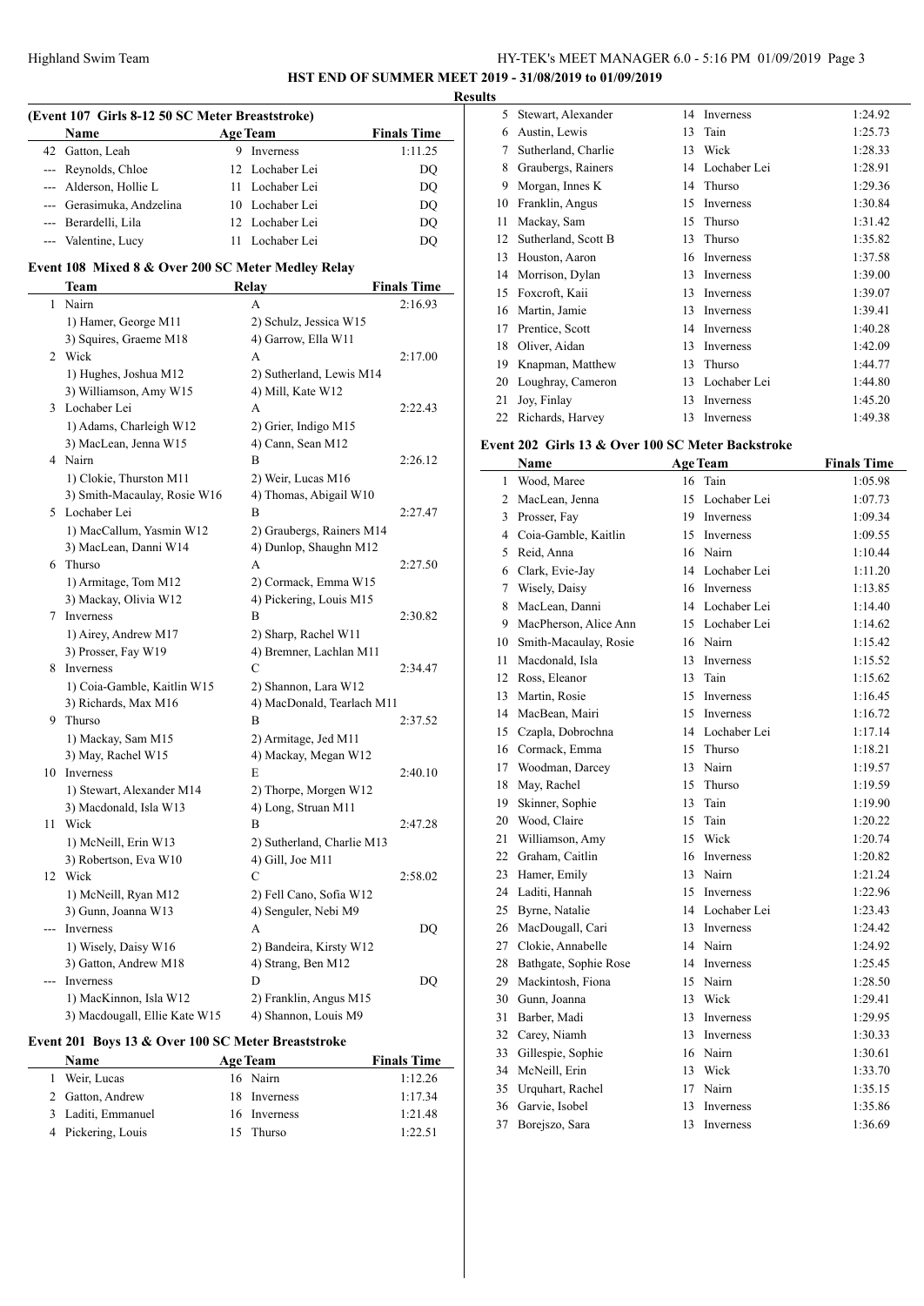## HST END OF SUMMER MEET 2019 - 31/08/2019 to 01/09/2019

**Results**

### (Event 107 Girls 8-12 50 SC Meter Breaststroke)

| | Name | Age | Team | Finals Time |
|---|---|---|---|---|
| 42 | Gatton, Leah | 9 | Inverness | 1:11.25 |
| --- | Reynolds, Chloe | 12 | Lochaber Lei | DQ |
| --- | Alderson, Hollie L | 11 | Lochaber Lei | DQ |
| --- | Gerasimuka, Andzelina | 10 | Lochaber Lei | DQ |
| --- | Berardelli, Lila | 12 | Lochaber Lei | DQ |
| --- | Valentine, Lucy | 11 | Lochaber Lei | DQ |

### Event 108 Mixed 8 & Over 200 SC Meter Medley Relay

| | Team | Relay | Finals Time |
|---|---|---|---|
| 1 | Nairn | A | 2:16.93 |
| | 1) Hamer, George M11 | 2) Schulz, Jessica W15 | |
| | 3) Squires, Graeme M18 | 4) Garrow, Ella W11 | |
| 2 | Wick | A | 2:17.00 |
| | 1) Hughes, Joshua M12 | 2) Sutherland, Lewis M14 | |
| | 3) Williamson, Amy W15 | 4) Mill, Kate W12 | |
| 3 | Lochaber Lei | A | 2:22.43 |
| | 1) Adams, Charleigh W12 | 2) Grier, Indigo M15 | |
| | 3) MacLean, Jenna W15 | 4) Cann, Sean M12 | |
| 4 | Nairn | B | 2:26.12 |
| | 1) Clokie, Thurston M11 | 2) Weir, Lucas M16 | |
| | 3) Smith-Macaulay, Rosie W16 | 4) Thomas, Abigail W10 | |
| 5 | Lochaber Lei | B | 2:27.47 |
| | 1) MacCallum, Yasmin W12 | 2) Graubergs, Rainers M14 | |
| | 3) MacLean, Danni W14 | 4) Dunlop, Shaughn M12 | |
| 6 | Thurso | A | 2:27.50 |
| | 1) Armitage, Tom M12 | 2) Cormack, Emma W15 | |
| | 3) Mackay, Olivia W12 | 4) Pickering, Louis M15 | |
| 7 | Inverness | B | 2:30.82 |
| | 1) Airey, Andrew M17 | 2) Sharp, Rachel W11 | |
| | 3) Prosser, Fay W19 | 4) Bremner, Lachlan M11 | |
| 8 | Inverness | C | 2:34.47 |
| | 1) Coia-Gamble, Kaitlin W15 | 2) Shannon, Lara W12 | |
| | 3) Richards, Max M16 | 4) MacDonald, Tearlach M11 | |
| 9 | Thurso | B | 2:37.52 |
| | 1) Mackay, Sam M15 | 2) Armitage, Jed M11 | |
| | 3) May, Rachel W15 | 4) Mackay, Megan W12 | |
| 10 | Inverness | E | 2:40.10 |
| | 1) Stewart, Alexander M14 | 2) Thorpe, Morgen W12 | |
| | 3) Macdonald, Isla W13 | 4) Long, Struan M11 | |
| 11 | Wick | B | 2:47.28 |
| | 1) McNeill, Erin W13 | 2) Sutherland, Charlie M13 | |
| | 3) Robertson, Eva W10 | 4) Gill, Joe M11 | |
| 12 | Wick | C | 2:58.02 |
| | 1) McNeill, Ryan M12 | 2) Fell Cano, Sofia W12 | |
| | 3) Gunn, Joanna W13 | 4) Senguler, Nebi M9 | |
| --- | Inverness | A | DQ |
| | 1) Wisely, Daisy W16 | 2) Bandeira, Kirsty W12 | |
| | 3) Gatton, Andrew M18 | 4) Strang, Ben M12 | |
| --- | Inverness | D | DQ |
| | 1) MacKinnon, Isla W12 | 2) Franklin, Angus M15 | |
| | 3) Macdougall, Ellie Kate W15 | 4) Shannon, Louis M9 | |

### Event 201 Boys 13 & Over 100 SC Meter Breaststroke

| | Name | Age | Team | Finals Time |
|---|---|---|---|---|
| 1 | Weir, Lucas | 16 | Nairn | 1:12.26 |
| 2 | Gatton, Andrew | 18 | Inverness | 1:17.34 |
| 3 | Laditi, Emmanuel | 16 | Inverness | 1:21.48 |
| 4 | Pickering, Louis | 15 | Thurso | 1:22.51 |
| 5 | Stewart, Alexander | 14 | Inverness | 1:24.92 |
| 6 | Austin, Lewis | 13 | Tain | 1:25.73 |
| 7 | Sutherland, Charlie | 13 | Wick | 1:28.33 |
| 8 | Graubergs, Rainers | 14 | Lochaber Lei | 1:28.91 |
| 9 | Morgan, Innes K | 14 | Thurso | 1:29.36 |
| 10 | Franklin, Angus | 15 | Inverness | 1:30.84 |
| 11 | Mackay, Sam | 15 | Thurso | 1:31.42 |
| 12 | Sutherland, Scott B | 13 | Thurso | 1:35.82 |
| 13 | Houston, Aaron | 16 | Inverness | 1:37.58 |
| 14 | Morrison, Dylan | 13 | Inverness | 1:39.00 |
| 15 | Foxcroft, Kaii | 13 | Inverness | 1:39.07 |
| 16 | Martin, Jamie | 13 | Inverness | 1:39.41 |
| 17 | Prentice, Scott | 14 | Inverness | 1:40.28 |
| 18 | Oliver, Aidan | 13 | Inverness | 1:42.09 |
| 19 | Knapman, Matthew | 13 | Thurso | 1:44.77 |
| 20 | Loughray, Cameron | 13 | Lochaber Lei | 1:44.80 |
| 21 | Joy, Finlay | 13 | Inverness | 1:45.20 |
| 22 | Richards, Harvey | 13 | Inverness | 1:49.38 |

### Event 202 Girls 13 & Over 100 SC Meter Backstroke

| | Name | Age | Team | Finals Time |
|---|---|---|---|---|
| 1 | Wood, Maree | 16 | Tain | 1:05.98 |
| 2 | MacLean, Jenna | 15 | Lochaber Lei | 1:07.73 |
| 3 | Prosser, Fay | 19 | Inverness | 1:09.34 |
| 4 | Coia-Gamble, Kaitlin | 15 | Inverness | 1:09.55 |
| 5 | Reid, Anna | 16 | Nairn | 1:10.44 |
| 6 | Clark, Evie-Jay | 14 | Lochaber Lei | 1:11.20 |
| 7 | Wisely, Daisy | 16 | Inverness | 1:13.85 |
| 8 | MacLean, Danni | 14 | Lochaber Lei | 1:14.40 |
| 9 | MacPherson, Alice Ann | 15 | Lochaber Lei | 1:14.62 |
| 10 | Smith-Macaulay, Rosie | 16 | Nairn | 1:15.42 |
| 11 | Macdonald, Isla | 13 | Inverness | 1:15.52 |
| 12 | Ross, Eleanor | 13 | Tain | 1:15.62 |
| 13 | Martin, Rosie | 15 | Inverness | 1:16.45 |
| 14 | MacBean, Mairi | 15 | Inverness | 1:16.72 |
| 15 | Czapla, Dobrochna | 14 | Lochaber Lei | 1:17.14 |
| 16 | Cormack, Emma | 15 | Thurso | 1:18.21 |
| 17 | Woodman, Darcey | 13 | Nairn | 1:19.57 |
| 18 | May, Rachel | 15 | Thurso | 1:19.59 |
| 19 | Skinner, Sophie | 13 | Tain | 1:19.90 |
| 20 | Wood, Claire | 15 | Tain | 1:20.22 |
| 21 | Williamson, Amy | 15 | Wick | 1:20.74 |
| 22 | Graham, Caitlin | 16 | Inverness | 1:20.82 |
| 23 | Hamer, Emily | 13 | Nairn | 1:21.24 |
| 24 | Laditi, Hannah | 15 | Inverness | 1:22.96 |
| 25 | Byrne, Natalie | 14 | Lochaber Lei | 1:23.43 |
| 26 | MacDougall, Cari | 13 | Inverness | 1:24.42 |
| 27 | Clokie, Annabelle | 14 | Nairn | 1:24.92 |
| 28 | Bathgate, Sophie Rose | 14 | Inverness | 1:25.45 |
| 29 | Mackintosh, Fiona | 15 | Nairn | 1:28.50 |
| 30 | Gunn, Joanna | 13 | Wick | 1:29.41 |
| 31 | Barber, Madi | 13 | Inverness | 1:29.95 |
| 32 | Carey, Niamh | 13 | Inverness | 1:30.33 |
| 33 | Gillespie, Sophie | 16 | Nairn | 1:30.61 |
| 34 | McNeill, Erin | 13 | Wick | 1:33.70 |
| 35 | Urquhart, Rachel | 17 | Nairn | 1:35.15 |
| 36 | Garvie, Isobel | 13 | Inverness | 1:35.86 |
| 37 | Borejszo, Sara | 13 | Inverness | 1:36.69 |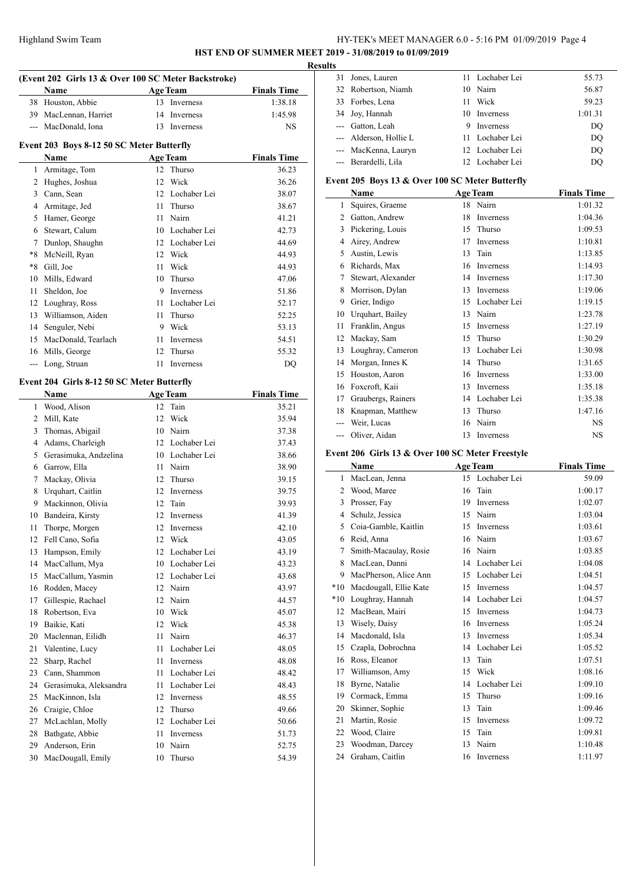**HST END OF SUMMER MEET 2019 - 31/08/2019 to 01/09/2019**

**Results**

### (Event 202 Girls 13 & Over 100 SC Meter Backstroke)

| | Name | Age | Team | Finals Time |
|---|---|---|---|---|
| 38 | Houston, Abbie | 13 | Inverness | 1:38.18 |
| 39 | MacLennan, Harriet | 14 | Inverness | 1:45.98 |
| --- | MacDonald, Iona | 13 | Inverness | NS |

### Event 203 Boys 8-12 50 SC Meter Butterfly

| | Name | Age | Team | Finals Time |
|---|---|---|---|---|
| 1 | Armitage, Tom | 12 | Thurso | 36.23 |
| 2 | Hughes, Joshua | 12 | Wick | 36.26 |
| 3 | Cann, Sean | 12 | Lochaber Lei | 38.07 |
| 4 | Armitage, Jed | 11 | Thurso | 38.67 |
| 5 | Hamer, George | 11 | Nairn | 41.21 |
| 6 | Stewart, Calum | 10 | Lochaber Lei | 42.73 |
| 7 | Dunlop, Shaughn | 12 | Lochaber Lei | 44.69 |
| *8 | McNeill, Ryan | 12 | Wick | 44.93 |
| *8 | Gill, Joe | 11 | Wick | 44.93 |
| 10 | Mills, Edward | 10 | Thurso | 47.06 |
| 11 | Sheldon, Joe | 9 | Inverness | 51.86 |
| 12 | Loughray, Ross | 11 | Lochaber Lei | 52.17 |
| 13 | Williamson, Aiden | 11 | Thurso | 52.25 |
| 14 | Senguler, Nebi | 9 | Wick | 53.13 |
| 15 | MacDonald, Tearlach | 11 | Inverness | 54.51 |
| 16 | Mills, George | 12 | Thurso | 55.32 |
| --- | Long, Struan | 11 | Inverness | DQ |

### Event 204 Girls 8-12 50 SC Meter Butterfly

| | Name | Age | Team | Finals Time |
|---|---|---|---|---|
| 1 | Wood, Alison | 12 | Tain | 35.21 |
| 2 | Mill, Kate | 12 | Wick | 35.94 |
| 3 | Thomas, Abigail | 10 | Nairn | 37.38 |
| 4 | Adams, Charleigh | 12 | Lochaber Lei | 37.43 |
| 5 | Gerasimuka, Andzelina | 10 | Lochaber Lei | 38.66 |
| 6 | Garrow, Ella | 11 | Nairn | 38.90 |
| 7 | Mackay, Olivia | 12 | Thurso | 39.15 |
| 8 | Urquhart, Caitlin | 12 | Inverness | 39.75 |
| 9 | Mackinnon, Olivia | 12 | Tain | 39.93 |
| 10 | Bandeira, Kirsty | 12 | Inverness | 41.39 |
| 11 | Thorpe, Morgen | 12 | Inverness | 42.10 |
| 12 | Fell Cano, Sofia | 12 | Wick | 43.05 |
| 13 | Hampson, Emily | 12 | Lochaber Lei | 43.19 |
| 14 | MacCallum, Mya | 10 | Lochaber Lei | 43.23 |
| 15 | MacCallum, Yasmin | 12 | Lochaber Lei | 43.68 |
| 16 | Rodden, Macey | 12 | Nairn | 43.97 |
| 17 | Gillespie, Rachael | 12 | Nairn | 44.57 |
| 18 | Robertson, Eva | 10 | Wick | 45.07 |
| 19 | Baikie, Kati | 12 | Wick | 45.38 |
| 20 | Maclennan, Eilidh | 11 | Nairn | 46.37 |
| 21 | Valentine, Lucy | 11 | Lochaber Lei | 48.05 |
| 22 | Sharp, Rachel | 11 | Inverness | 48.08 |
| 23 | Cann, Shammon | 11 | Lochaber Lei | 48.42 |
| 24 | Gerasimuka, Aleksandra | 11 | Lochaber Lei | 48.43 |
| 25 | MacKinnon, Isla | 12 | Inverness | 48.55 |
| 26 | Craigie, Chloe | 12 | Thurso | 49.66 |
| 27 | McLachlan, Molly | 12 | Lochaber Lei | 50.66 |
| 28 | Bathgate, Abbie | 11 | Inverness | 51.73 |
| 29 | Anderson, Erin | 10 | Nairn | 52.75 |
| 30 | MacDougall, Emily | 10 | Thurso | 54.39 |
| 31 | Jones, Lauren | 11 | Lochaber Lei | 55.73 |
| 32 | Robertson, Niamh | 10 | Nairn | 56.87 |
| 33 | Forbes, Lena | 11 | Wick | 59.23 |
| 34 | Joy, Hannah | 10 | Inverness | 1:01.31 |
| --- | Gatton, Leah | 9 | Inverness | DQ |
| --- | Alderson, Hollie L | 11 | Lochaber Lei | DQ |
| --- | MacKenna, Lauryn | 12 | Lochaber Lei | DQ |
| --- | Berardelli, Lila | 12 | Lochaber Lei | DQ |

### Event 205 Boys 13 & Over 100 SC Meter Butterfly

| | Name | Age | Team | Finals Time |
|---|---|---|---|---|
| 1 | Squires, Graeme | 18 | Nairn | 1:01.32 |
| 2 | Gatton, Andrew | 18 | Inverness | 1:04.36 |
| 3 | Pickering, Louis | 15 | Thurso | 1:09.53 |
| 4 | Airey, Andrew | 17 | Inverness | 1:10.81 |
| 5 | Austin, Lewis | 13 | Tain | 1:13.85 |
| 6 | Richards, Max | 16 | Inverness | 1:14.93 |
| 7 | Stewart, Alexander | 14 | Inverness | 1:17.30 |
| 8 | Morrison, Dylan | 13 | Inverness | 1:19.06 |
| 9 | Grier, Indigo | 15 | Lochaber Lei | 1:19.15 |
| 10 | Urquhart, Bailey | 13 | Nairn | 1:23.78 |
| 11 | Franklin, Angus | 15 | Inverness | 1:27.19 |
| 12 | Mackay, Sam | 15 | Thurso | 1:30.29 |
| 13 | Loughray, Cameron | 13 | Lochaber Lei | 1:30.98 |
| 14 | Morgan, Innes K | 14 | Thurso | 1:31.65 |
| 15 | Houston, Aaron | 16 | Inverness | 1:33.00 |
| 16 | Foxcroft, Kaii | 13 | Inverness | 1:35.18 |
| 17 | Graubergs, Rainers | 14 | Lochaber Lei | 1:35.38 |
| 18 | Knapman, Matthew | 13 | Thurso | 1:47.16 |
| --- | Weir, Lucas | 16 | Nairn | NS |
| --- | Oliver, Aidan | 13 | Inverness | NS |

### Event 206 Girls 13 & Over 100 SC Meter Freestyle

| | Name | Age | Team | Finals Time |
|---|---|---|---|---|
| 1 | MacLean, Jenna | 15 | Lochaber Lei | 59.09 |
| 2 | Wood, Maree | 16 | Tain | 1:00.17 |
| 3 | Prosser, Fay | 19 | Inverness | 1:02.07 |
| 4 | Schulz, Jessica | 15 | Nairn | 1:03.04 |
| 5 | Coia-Gamble, Kaitlin | 15 | Inverness | 1:03.61 |
| 6 | Reid, Anna | 16 | Nairn | 1:03.67 |
| 7 | Smith-Macaulay, Rosie | 16 | Nairn | 1:03.85 |
| 8 | MacLean, Danni | 14 | Lochaber Lei | 1:04.08 |
| 9 | MacPherson, Alice Ann | 15 | Lochaber Lei | 1:04.51 |
| *10 | Macdougall, Ellie Kate | 15 | Inverness | 1:04.57 |
| *10 | Loughray, Hannah | 14 | Lochaber Lei | 1:04.57 |
| 12 | MacBean, Mairi | 15 | Inverness | 1:04.73 |
| 13 | Wisely, Daisy | 16 | Inverness | 1:05.24 |
| 14 | Macdonald, Isla | 13 | Inverness | 1:05.34 |
| 15 | Czapla, Dobrochna | 14 | Lochaber Lei | 1:05.52 |
| 16 | Ross, Eleanor | 13 | Tain | 1:07.51 |
| 17 | Williamson, Amy | 15 | Wick | 1:08.16 |
| 18 | Byrne, Natalie | 14 | Lochaber Lei | 1:09.10 |
| 19 | Cormack, Emma | 15 | Thurso | 1:09.16 |
| 20 | Skinner, Sophie | 13 | Tain | 1:09.46 |
| 21 | Martin, Rosie | 15 | Inverness | 1:09.72 |
| 22 | Wood, Claire | 15 | Tain | 1:09.81 |
| 23 | Woodman, Darcey | 13 | Nairn | 1:10.48 |
| 24 | Graham, Caitlin | 16 | Inverness | 1:11.97 |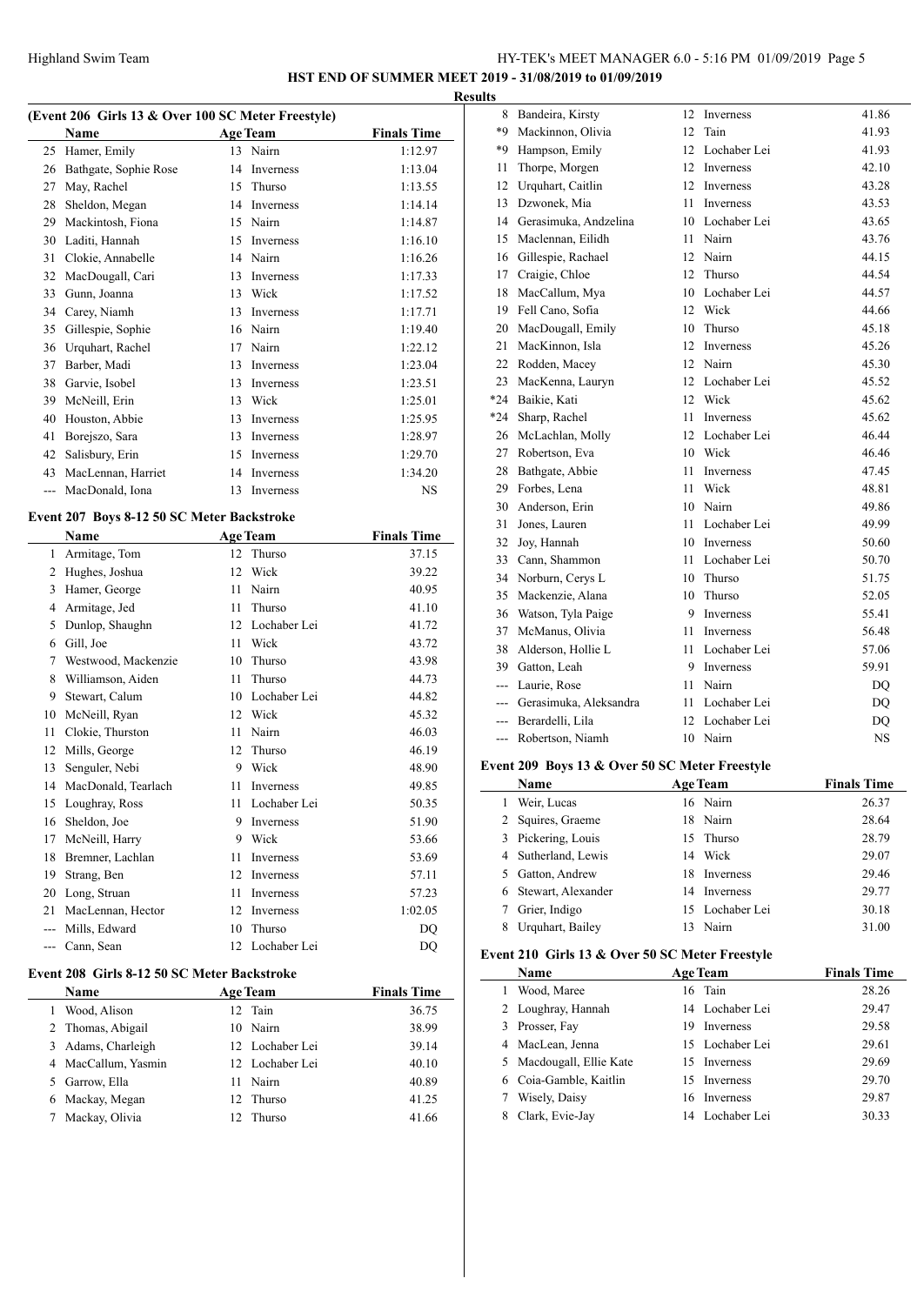**Results**

### (Event 206 Girls 13 & Over 100 SC Meter Freestyle)

| | Name | Age | Team | Finals Time |
|---|---|---|---|---|
| 25 | Hamer, Emily | 13 | Nairn | 1:12.97 |
| 26 | Bathgate, Sophie Rose | 14 | Inverness | 1:13.04 |
| 27 | May, Rachel | 15 | Thurso | 1:13.55 |
| 28 | Sheldon, Megan | 14 | Inverness | 1:14.14 |
| 29 | Mackintosh, Fiona | 15 | Nairn | 1:14.87 |
| 30 | Laditi, Hannah | 15 | Inverness | 1:16.10 |
| 31 | Clokie, Annabelle | 14 | Nairn | 1:16.26 |
| 32 | MacDougall, Cari | 13 | Inverness | 1:17.33 |
| 33 | Gunn, Joanna | 13 | Wick | 1:17.52 |
| 34 | Carey, Niamh | 13 | Inverness | 1:17.71 |
| 35 | Gillespie, Sophie | 16 | Nairn | 1:19.40 |
| 36 | Urquhart, Rachel | 17 | Nairn | 1:22.12 |
| 37 | Barber, Madi | 13 | Inverness | 1:23.04 |
| 38 | Garvie, Isobel | 13 | Inverness | 1:23.51 |
| 39 | McNeill, Erin | 13 | Wick | 1:25.01 |
| 40 | Houston, Abbie | 13 | Inverness | 1:25.95 |
| 41 | Borejszo, Sara | 13 | Inverness | 1:28.97 |
| 42 | Salisbury, Erin | 15 | Inverness | 1:29.70 |
| 43 | MacLennan, Harriet | 14 | Inverness | 1:34.20 |
| --- | MacDonald, Iona | 13 | Inverness | NS |

### Event 207 Boys 8-12 50 SC Meter Backstroke

| | Name | Age | Team | Finals Time |
|---|---|---|---|---|
| 1 | Armitage, Tom | 12 | Thurso | 37.15 |
| 2 | Hughes, Joshua | 12 | Wick | 39.22 |
| 3 | Hamer, George | 11 | Nairn | 40.95 |
| 4 | Armitage, Jed | 11 | Thurso | 41.10 |
| 5 | Dunlop, Shaughn | 12 | Lochaber Lei | 41.72 |
| 6 | Gill, Joe | 11 | Wick | 43.72 |
| 7 | Westwood, Mackenzie | 10 | Thurso | 43.98 |
| 8 | Williamson, Aiden | 11 | Thurso | 44.73 |
| 9 | Stewart, Calum | 10 | Lochaber Lei | 44.82 |
| 10 | McNeill, Ryan | 12 | Wick | 45.32 |
| 11 | Clokie, Thurston | 11 | Nairn | 46.03 |
| 12 | Mills, George | 12 | Thurso | 46.19 |
| 13 | Senguler, Nebi | 9 | Wick | 48.90 |
| 14 | MacDonald, Tearlach | 11 | Inverness | 49.85 |
| 15 | Loughray, Ross | 11 | Lochaber Lei | 50.35 |
| 16 | Sheldon, Joe | 9 | Inverness | 51.90 |
| 17 | McNeill, Harry | 9 | Wick | 53.66 |
| 18 | Bremner, Lachlan | 11 | Inverness | 53.69 |
| 19 | Strang, Ben | 12 | Inverness | 57.11 |
| 20 | Long, Struan | 11 | Inverness | 57.23 |
| 21 | MacLennan, Hector | 12 | Inverness | 1:02.05 |
| --- | Mills, Edward | 10 | Thurso | DQ |
| --- | Cann, Sean | 12 | Lochaber Lei | DQ |

### Event 208 Girls 8-12 50 SC Meter Backstroke

| | Name | Age | Team | Finals Time |
|---|---|---|---|---|
| 1 | Wood, Alison | 12 | Tain | 36.75 |
| 2 | Thomas, Abigail | 10 | Nairn | 38.99 |
| 3 | Adams, Charleigh | 12 | Lochaber Lei | 39.14 |
| 4 | MacCallum, Yasmin | 12 | Lochaber Lei | 40.10 |
| 5 | Garrow, Ella | 11 | Nairn | 40.89 |
| 6 | Mackay, Megan | 12 | Thurso | 41.25 |
| 7 | Mackay, Olivia | 12 | Thurso | 41.66 |
| 8 | Bandeira, Kirsty | 12 | Inverness | 41.86 |
| *9 | Mackinnon, Olivia | 12 | Tain | 41.93 |
| *9 | Hampson, Emily | 12 | Lochaber Lei | 41.93 |
| 11 | Thorpe, Morgen | 12 | Inverness | 42.10 |
| 12 | Urquhart, Caitlin | 12 | Inverness | 43.28 |
| 13 | Dzwonek, Mia | 11 | Inverness | 43.53 |
| 14 | Gerasimuka, Andzelina | 10 | Lochaber Lei | 43.65 |
| 15 | Maclennan, Eilidh | 11 | Nairn | 43.76 |
| 16 | Gillespie, Rachael | 12 | Nairn | 44.15 |
| 17 | Craigie, Chloe | 12 | Thurso | 44.54 |
| 18 | MacCallum, Mya | 10 | Lochaber Lei | 44.57 |
| 19 | Fell Cano, Sofia | 12 | Wick | 44.66 |
| 20 | MacDougall, Emily | 10 | Thurso | 45.18 |
| 21 | MacKinnon, Isla | 12 | Inverness | 45.26 |
| 22 | Rodden, Macey | 12 | Nairn | 45.30 |
| 23 | MacKenna, Lauryn | 12 | Lochaber Lei | 45.52 |
| *24 | Baikie, Kati | 12 | Wick | 45.62 |
| *24 | Sharp, Rachel | 11 | Inverness | 45.62 |
| 26 | McLachlan, Molly | 12 | Lochaber Lei | 46.44 |
| 27 | Robertson, Eva | 10 | Wick | 46.46 |
| 28 | Bathgate, Abbie | 11 | Inverness | 47.45 |
| 29 | Forbes, Lena | 11 | Wick | 48.81 |
| 30 | Anderson, Erin | 10 | Nairn | 49.86 |
| 31 | Jones, Lauren | 11 | Lochaber Lei | 49.99 |
| 32 | Joy, Hannah | 10 | Inverness | 50.60 |
| 33 | Cann, Shammon | 11 | Lochaber Lei | 50.70 |
| 34 | Norburn, Cerys L | 10 | Thurso | 51.75 |
| 35 | Mackenzie, Alana | 10 | Thurso | 52.05 |
| 36 | Watson, Tyla Paige | 9 | Inverness | 55.41 |
| 37 | McManus, Olivia | 11 | Inverness | 56.48 |
| 38 | Alderson, Hollie L | 11 | Lochaber Lei | 57.06 |
| 39 | Gatton, Leah | 9 | Inverness | 59.91 |
| --- | Laurie, Rose | 11 | Nairn | DQ |
| --- | Gerasimuka, Aleksandra | 11 | Lochaber Lei | DQ |
| --- | Berardelli, Lila | 12 | Lochaber Lei | DQ |
| --- | Robertson, Niamh | 10 | Nairn | NS |

### Event 209 Boys 13 & Over 50 SC Meter Freestyle

| | Name | Age | Team | Finals Time |
|---|---|---|---|---|
| 1 | Weir, Lucas | 16 | Nairn | 26.37 |
| 2 | Squires, Graeme | 18 | Nairn | 28.64 |
| 3 | Pickering, Louis | 15 | Thurso | 28.79 |
| 4 | Sutherland, Lewis | 14 | Wick | 29.07 |
| 5 | Gatton, Andrew | 18 | Inverness | 29.46 |
| 6 | Stewart, Alexander | 14 | Inverness | 29.77 |
| 7 | Grier, Indigo | 15 | Lochaber Lei | 30.18 |
| 8 | Urquhart, Bailey | 13 | Nairn | 31.00 |

### Event 210 Girls 13 & Over 50 SC Meter Freestyle

| | Name | Age | Team | Finals Time |
|---|---|---|---|---|
| 1 | Wood, Maree | 16 | Tain | 28.26 |
| 2 | Loughray, Hannah | 14 | Lochaber Lei | 29.47 |
| 3 | Prosser, Fay | 19 | Inverness | 29.58 |
| 4 | MacLean, Jenna | 15 | Lochaber Lei | 29.61 |
| 5 | Macdougall, Ellie Kate | 15 | Inverness | 29.69 |
| 6 | Coia-Gamble, Kaitlin | 15 | Inverness | 29.70 |
| 7 | Wisely, Daisy | 16 | Inverness | 29.87 |
| 8 | Clark, Evie-Jay | 14 | Lochaber Lei | 30.33 |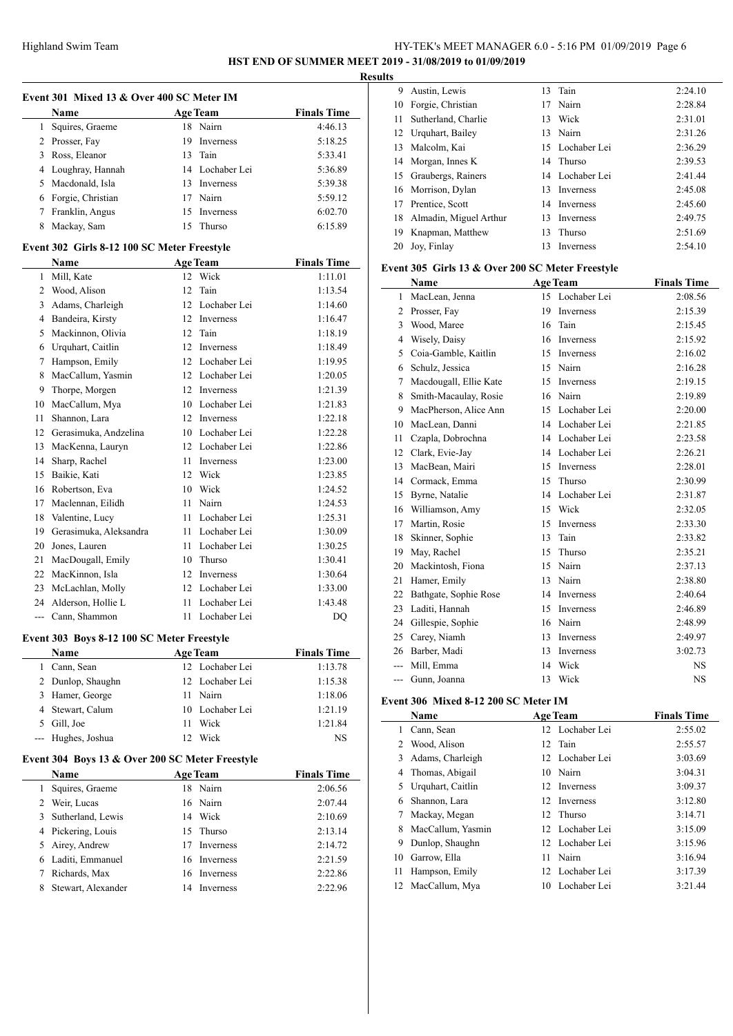**HST END OF SUMMER MEET 2019 - 31/08/2019 to 01/09/2019**

**Results**

### Event 301 Mixed 13 & Over 400 SC Meter IM

| | Name | Age | Team | Finals Time |
|---|---|---|---|---|
| 1 | Squires, Graeme | 18 | Nairn | 4:46.13 |
| 2 | Prosser, Fay | 19 | Inverness | 5:18.25 |
| 3 | Ross, Eleanor | 13 | Tain | 5:33.41 |
| 4 | Loughray, Hannah | 14 | Lochaber Lei | 5:36.89 |
| 5 | Macdonald, Isla | 13 | Inverness | 5:39.38 |
| 6 | Forgie, Christian | 17 | Nairn | 5:59.12 |
| 7 | Franklin, Angus | 15 | Inverness | 6:02.70 |
| 8 | Mackay, Sam | 15 | Thurso | 6:15.89 |

### Event 302 Girls 8-12 100 SC Meter Freestyle

| | Name | Age | Team | Finals Time |
|---|---|---|---|---|
| 1 | Mill, Kate | 12 | Wick | 1:11.01 |
| 2 | Wood, Alison | 12 | Tain | 1:13.54 |
| 3 | Adams, Charleigh | 12 | Lochaber Lei | 1:14.60 |
| 4 | Bandeira, Kirsty | 12 | Inverness | 1:16.47 |
| 5 | Mackinnon, Olivia | 12 | Tain | 1:18.19 |
| 6 | Urquhart, Caitlin | 12 | Inverness | 1:18.49 |
| 7 | Hampson, Emily | 12 | Lochaber Lei | 1:19.95 |
| 8 | MacCallum, Yasmin | 12 | Lochaber Lei | 1:20.05 |
| 9 | Thorpe, Morgen | 12 | Inverness | 1:21.39 |
| 10 | MacCallum, Mya | 10 | Lochaber Lei | 1:21.83 |
| 11 | Shannon, Lara | 12 | Inverness | 1:22.18 |
| 12 | Gerasimuka, Andzelina | 10 | Lochaber Lei | 1:22.28 |
| 13 | MacKenna, Lauryn | 12 | Lochaber Lei | 1:22.86 |
| 14 | Sharp, Rachel | 11 | Inverness | 1:23.00 |
| 15 | Baikie, Kati | 12 | Wick | 1:23.85 |
| 16 | Robertson, Eva | 10 | Wick | 1:24.52 |
| 17 | Maclennan, Eilidh | 11 | Nairn | 1:24.53 |
| 18 | Valentine, Lucy | 11 | Lochaber Lei | 1:25.31 |
| 19 | Gerasimuka, Aleksandra | 11 | Lochaber Lei | 1:30.09 |
| 20 | Jones, Lauren | 11 | Lochaber Lei | 1:30.25 |
| 21 | MacDougall, Emily | 10 | Thurso | 1:30.41 |
| 22 | MacKinnon, Isla | 12 | Inverness | 1:30.64 |
| 23 | McLachlan, Molly | 12 | Lochaber Lei | 1:33.00 |
| 24 | Alderson, Hollie L | 11 | Lochaber Lei | 1:43.48 |
| --- | Cann, Shammon | 11 | Lochaber Lei | DQ |

### Event 303 Boys 8-12 100 SC Meter Freestyle

| | Name | Age | Team | Finals Time |
|---|---|---|---|---|
| 1 | Cann, Sean | 12 | Lochaber Lei | 1:13.78 |
| 2 | Dunlop, Shaughn | 12 | Lochaber Lei | 1:15.38 |
| 3 | Hamer, George | 11 | Nairn | 1:18.06 |
| 4 | Stewart, Calum | 10 | Lochaber Lei | 1:21.19 |
| 5 | Gill, Joe | 11 | Wick | 1:21.84 |
| --- | Hughes, Joshua | 12 | Wick | NS |

### Event 304 Boys 13 & Over 200 SC Meter Freestyle

| | Name | Age | Team | Finals Time |
|---|---|---|---|---|
| 1 | Squires, Graeme | 18 | Nairn | 2:06.56 |
| 2 | Weir, Lucas | 16 | Nairn | 2:07.44 |
| 3 | Sutherland, Lewis | 14 | Wick | 2:10.69 |
| 4 | Pickering, Louis | 15 | Thurso | 2:13.14 |
| 5 | Airey, Andrew | 17 | Inverness | 2:14.72 |
| 6 | Laditi, Emmanuel | 16 | Inverness | 2:21.59 |
| 7 | Richards, Max | 16 | Inverness | 2:22.86 |
| 8 | Stewart, Alexander | 14 | Inverness | 2:22.96 |
| 9 | Austin, Lewis | 13 | Tain | 2:24.10 |
| 10 | Forgie, Christian | 17 | Nairn | 2:28.84 |
| 11 | Sutherland, Charlie | 13 | Wick | 2:31.01 |
| 12 | Urquhart, Bailey | 13 | Nairn | 2:31.26 |
| 13 | Malcolm, Kai | 15 | Lochaber Lei | 2:36.29 |
| 14 | Morgan, Innes K | 14 | Thurso | 2:39.53 |
| 15 | Graubergs, Rainers | 14 | Lochaber Lei | 2:41.44 |
| 16 | Morrison, Dylan | 13 | Inverness | 2:45.08 |
| 17 | Prentice, Scott | 14 | Inverness | 2:45.60 |
| 18 | Almadin, Miguel Arthur | 13 | Inverness | 2:49.75 |
| 19 | Knapman, Matthew | 13 | Thurso | 2:51.69 |
| 20 | Joy, Finlay | 13 | Inverness | 2:54.10 |

### Event 305 Girls 13 & Over 200 SC Meter Freestyle

| | Name | Age | Team | Finals Time |
|---|---|---|---|---|
| 1 | MacLean, Jenna | 15 | Lochaber Lei | 2:08.56 |
| 2 | Prosser, Fay | 19 | Inverness | 2:15.39 |
| 3 | Wood, Maree | 16 | Tain | 2:15.45 |
| 4 | Wisely, Daisy | 16 | Inverness | 2:15.92 |
| 5 | Coia-Gamble, Kaitlin | 15 | Inverness | 2:16.02 |
| 6 | Schulz, Jessica | 15 | Nairn | 2:16.28 |
| 7 | Macdougall, Ellie Kate | 15 | Inverness | 2:19.15 |
| 8 | Smith-Macaulay, Rosie | 16 | Nairn | 2:19.89 |
| 9 | MacPherson, Alice Ann | 15 | Lochaber Lei | 2:20.00 |
| 10 | MacLean, Danni | 14 | Lochaber Lei | 2:21.85 |
| 11 | Czapla, Dobrochna | 14 | Lochaber Lei | 2:23.58 |
| 12 | Clark, Evie-Jay | 14 | Lochaber Lei | 2:26.21 |
| 13 | MacBean, Mairi | 15 | Inverness | 2:28.01 |
| 14 | Cormack, Emma | 15 | Thurso | 2:30.99 |
| 15 | Byrne, Natalie | 14 | Lochaber Lei | 2:31.87 |
| 16 | Williamson, Amy | 15 | Wick | 2:32.05 |
| 17 | Martin, Rosie | 15 | Inverness | 2:33.30 |
| 18 | Skinner, Sophie | 13 | Tain | 2:33.82 |
| 19 | May, Rachel | 15 | Thurso | 2:35.21 |
| 20 | Mackintosh, Fiona | 15 | Nairn | 2:37.13 |
| 21 | Hamer, Emily | 13 | Nairn | 2:38.80 |
| 22 | Bathgate, Sophie Rose | 14 | Inverness | 2:40.64 |
| 23 | Laditi, Hannah | 15 | Inverness | 2:46.89 |
| 24 | Gillespie, Sophie | 16 | Nairn | 2:48.99 |
| 25 | Carey, Niamh | 13 | Inverness | 2:49.97 |
| 26 | Barber, Madi | 13 | Inverness | 3:02.73 |
| --- | Mill, Emma | 14 | Wick | NS |
| --- | Gunn, Joanna | 13 | Wick | NS |

### Event 306 Mixed 8-12 200 SC Meter IM

| | Name | Age | Team | Finals Time |
|---|---|---|---|---|
| 1 | Cann, Sean | 12 | Lochaber Lei | 2:55.02 |
| 2 | Wood, Alison | 12 | Tain | 2:55.57 |
| 3 | Adams, Charleigh | 12 | Lochaber Lei | 3:03.69 |
| 4 | Thomas, Abigail | 10 | Nairn | 3:04.31 |
| 5 | Urquhart, Caitlin | 12 | Inverness | 3:09.37 |
| 6 | Shannon, Lara | 12 | Inverness | 3:12.80 |
| 7 | Mackay, Megan | 12 | Thurso | 3:14.71 |
| 8 | MacCallum, Yasmin | 12 | Lochaber Lei | 3:15.09 |
| 9 | Dunlop, Shaughn | 12 | Lochaber Lei | 3:15.96 |
| 10 | Garrow, Ella | 11 | Nairn | 3:16.94 |
| 11 | Hampson, Emily | 12 | Lochaber Lei | 3:17.39 |
| 12 | MacCallum, Mya | 10 | Lochaber Lei | 3:21.44 |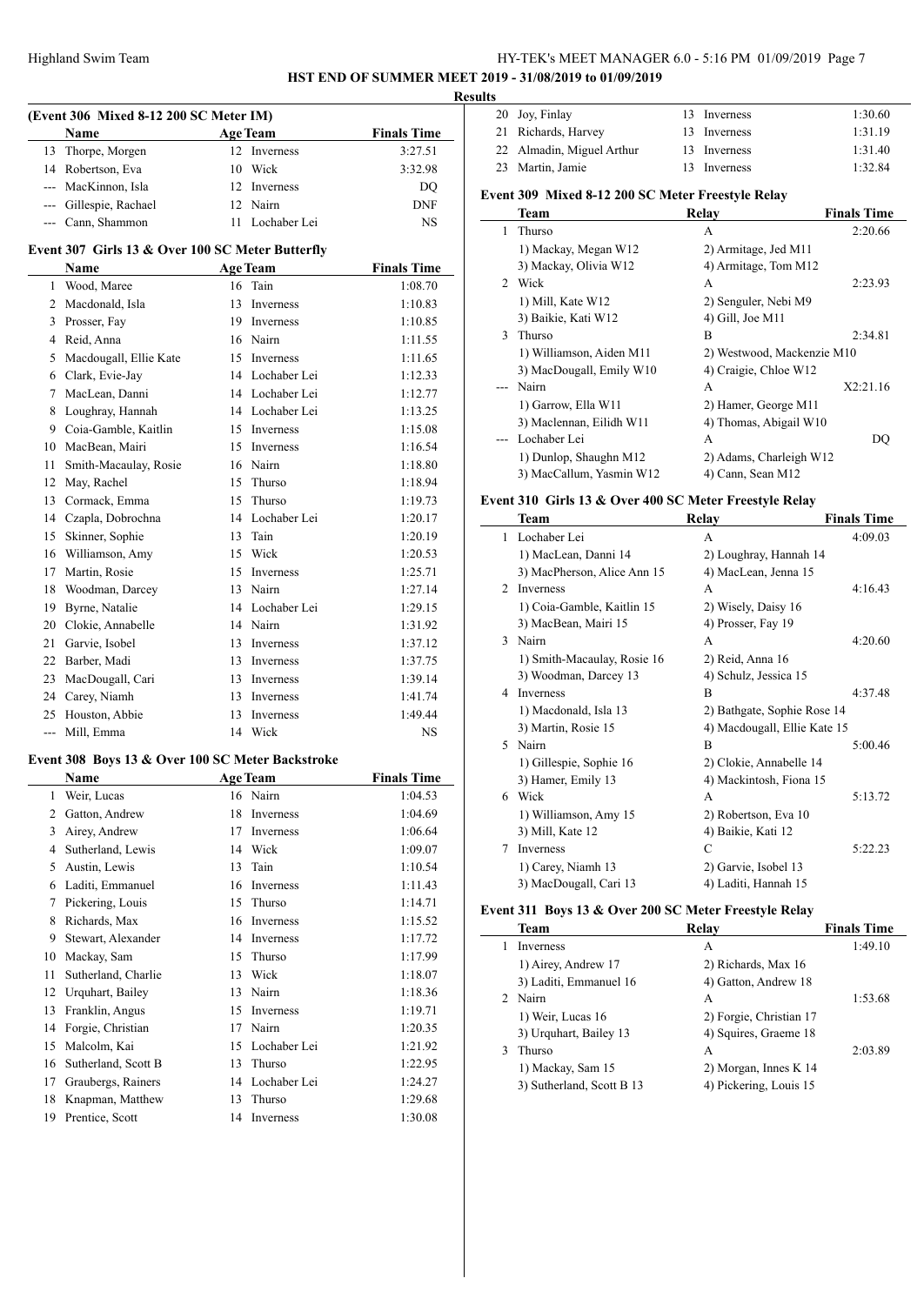## Results

### (Event 306 Mixed 8-12 200 SC Meter IM)

| | Name | Age | Team | Finals Time |
|---|---|---|---|---|
| 13 | Thorpe, Morgen | 12 | Inverness | 3:27.51 |
| 14 | Robertson, Eva | 10 | Wick | 3:32.98 |
| --- | MacKinnon, Isla | 12 | Inverness | DQ |
| --- | Gillespie, Rachael | 12 | Nairn | DNF |
| --- | Cann, Shammon | 11 | Lochaber Lei | NS |

### Event 307 Girls 13 & Over 100 SC Meter Butterfly

| | Name | Age | Team | Finals Time |
|---|---|---|---|---|
| 1 | Wood, Maree | 16 | Tain | 1:08.70 |
| 2 | Macdonald, Isla | 13 | Inverness | 1:10.83 |
| 3 | Prosser, Fay | 19 | Inverness | 1:10.85 |
| 4 | Reid, Anna | 16 | Nairn | 1:11.55 |
| 5 | Macdougall, Ellie Kate | 15 | Inverness | 1:11.65 |
| 6 | Clark, Evie-Jay | 14 | Lochaber Lei | 1:12.33 |
| 7 | MacLean, Danni | 14 | Lochaber Lei | 1:12.77 |
| 8 | Loughray, Hannah | 14 | Lochaber Lei | 1:13.25 |
| 9 | Coia-Gamble, Kaitlin | 15 | Inverness | 1:15.08 |
| 10 | MacBean, Mairi | 15 | Inverness | 1:16.54 |
| 11 | Smith-Macaulay, Rosie | 16 | Nairn | 1:18.80 |
| 12 | May, Rachel | 15 | Thurso | 1:18.94 |
| 13 | Cormack, Emma | 15 | Thurso | 1:19.73 |
| 14 | Czapla, Dobrochna | 14 | Lochaber Lei | 1:20.17 |
| 15 | Skinner, Sophie | 13 | Tain | 1:20.19 |
| 16 | Williamson, Amy | 15 | Wick | 1:20.53 |
| 17 | Martin, Rosie | 15 | Inverness | 1:25.71 |
| 18 | Woodman, Darcey | 13 | Nairn | 1:27.14 |
| 19 | Byrne, Natalie | 14 | Lochaber Lei | 1:29.15 |
| 20 | Clokie, Annabelle | 14 | Nairn | 1:31.92 |
| 21 | Garvie, Isobel | 13 | Inverness | 1:37.12 |
| 22 | Barber, Madi | 13 | Inverness | 1:37.75 |
| 23 | MacDougall, Cari | 13 | Inverness | 1:39.14 |
| 24 | Carey, Niamh | 13 | Inverness | 1:41.74 |
| 25 | Houston, Abbie | 13 | Inverness | 1:49.44 |
| --- | Mill, Emma | 14 | Wick | NS |

### Event 308 Boys 13 & Over 100 SC Meter Backstroke

| | Name | Age | Team | Finals Time |
|---|---|---|---|---|
| 1 | Weir, Lucas | 16 | Nairn | 1:04.53 |
| 2 | Gatton, Andrew | 18 | Inverness | 1:04.69 |
| 3 | Airey, Andrew | 17 | Inverness | 1:06.64 |
| 4 | Sutherland, Lewis | 14 | Wick | 1:09.07 |
| 5 | Austin, Lewis | 13 | Tain | 1:10.54 |
| 6 | Laditi, Emmanuel | 16 | Inverness | 1:11.43 |
| 7 | Pickering, Louis | 15 | Thurso | 1:14.71 |
| 8 | Richards, Max | 16 | Inverness | 1:15.52 |
| 9 | Stewart, Alexander | 14 | Inverness | 1:17.72 |
| 10 | Mackay, Sam | 15 | Thurso | 1:17.99 |
| 11 | Sutherland, Charlie | 13 | Wick | 1:18.07 |
| 12 | Urquhart, Bailey | 13 | Nairn | 1:18.36 |
| 13 | Franklin, Angus | 15 | Inverness | 1:19.71 |
| 14 | Forgie, Christian | 17 | Nairn | 1:20.35 |
| 15 | Malcolm, Kai | 15 | Lochaber Lei | 1:21.92 |
| 16 | Sutherland, Scott B | 13 | Thurso | 1:22.95 |
| 17 | Graubergs, Rainers | 14 | Lochaber Lei | 1:24.27 |
| 18 | Knapman, Matthew | 13 | Thurso | 1:29.68 |
| 19 | Prentice, Scott | 14 | Inverness | 1:30.08 |
| 20 | Joy, Finlay | 13 | Inverness | 1:30.60 |
| 21 | Richards, Harvey | 13 | Inverness | 1:31.19 |
| 22 | Almadin, Miguel Arthur | 13 | Inverness | 1:31.40 |
| 23 | Martin, Jamie | 13 | Inverness | 1:32.84 |

### Event 309 Mixed 8-12 200 SC Meter Freestyle Relay

| | Team | Relay | Finals Time |
|---|---|---|---|
| 1 | Thurso | A | 2:20.66 |
| | 1) Mackay, Megan W12 | 2) Armitage, Jed M11 | |
| | 3) Mackay, Olivia W12 | 4) Armitage, Tom M12 | |
| 2 | Wick | A | 2:23.93 |
| | 1) Mill, Kate W12 | 2) Senguler, Nebi M9 | |
| | 3) Baikie, Kati W12 | 4) Gill, Joe M11 | |
| 3 | Thurso | B | 2:34.81 |
| | 1) Williamson, Aiden M11 | 2) Westwood, Mackenzie M10 | |
| | 3) MacDougall, Emily W10 | 4) Craigie, Chloe W12 | |
| --- | Nairn | A | X2:21.16 |
| | 1) Garrow, Ella W11 | 2) Hamer, George M11 | |
| | 3) Maclennan, Eilidh W11 | 4) Thomas, Abigail W10 | |
| --- | Lochaber Lei | A | DQ |
| | 1) Dunlop, Shaughn M12 | 2) Adams, Charleigh W12 | |
| | 3) MacCallum, Yasmin W12 | 4) Cann, Sean M12 | |

### Event 310 Girls 13 & Over 400 SC Meter Freestyle Relay

| | Team | Relay | Finals Time |
|---|---|---|---|
| 1 | Lochaber Lei | A | 4:09.03 |
| | 1) MacLean, Danni 14 | 2) Loughray, Hannah 14 | |
| | 3) MacPherson, Alice Ann 15 | 4) MacLean, Jenna 15 | |
| 2 | Inverness | A | 4:16.43 |
| | 1) Coia-Gamble, Kaitlin 15 | 2) Wisely, Daisy 16 | |
| | 3) MacBean, Mairi 15 | 4) Prosser, Fay 19 | |
| 3 | Nairn | A | 4:20.60 |
| | 1) Smith-Macaulay, Rosie 16 | 2) Reid, Anna 16 | |
| | 3) Woodman, Darcey 13 | 4) Schulz, Jessica 15 | |
| 4 | Inverness | B | 4:37.48 |
| | 1) Macdonald, Isla 13 | 2) Bathgate, Sophie Rose 14 | |
| | 3) Martin, Rosie 15 | 4) Macdougall, Ellie Kate 15 | |
| 5 | Nairn | B | 5:00.46 |
| | 1) Gillespie, Sophie 16 | 2) Clokie, Annabelle 14 | |
| | 3) Hamer, Emily 13 | 4) Mackintosh, Fiona 15 | |
| 6 | Wick | A | 5:13.72 |
| | 1) Williamson, Amy 15 | 2) Robertson, Eva 10 | |
| | 3) Mill, Kate 12 | 4) Baikie, Kati 12 | |
| 7 | Inverness | C | 5:22.23 |
| | 1) Carey, Niamh 13 | 2) Garvie, Isobel 13 | |
| | 3) MacDougall, Cari 13 | 4) Laditi, Hannah 15 | |

### Event 311 Boys 13 & Over 200 SC Meter Freestyle Relay

| | Team | Relay | Finals Time |
|---|---|---|---|
| 1 | Inverness | A | 1:49.10 |
| | 1) Airey, Andrew 17 | 2) Richards, Max 16 | |
| | 3) Laditi, Emmanuel 16 | 4) Gatton, Andrew 18 | |
| 2 | Nairn | A | 1:53.68 |
| | 1) Weir, Lucas 16 | 2) Forgie, Christian 17 | |
| | 3) Urquhart, Bailey 13 | 4) Squires, Graeme 18 | |
| 3 | Thurso | A | 2:03.89 |
| | 1) Mackay, Sam 15 | 2) Morgan, Innes K 14 | |
| | 3) Sutherland, Scott B 13 | 4) Pickering, Louis 15 | |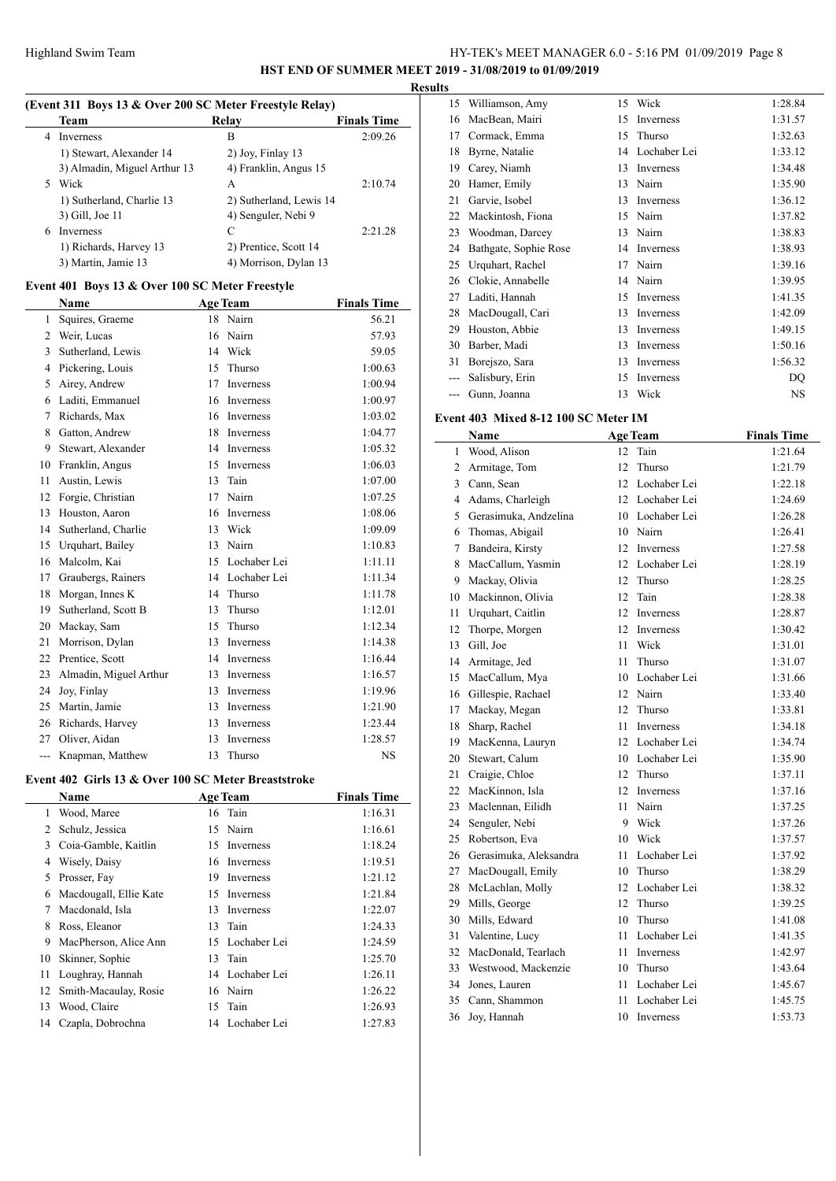## HST END OF SUMMER MEET 2019 - 31/08/2019 to 01/09/2019

### Results

### (Event 311 Boys 13 & Over 200 SC Meter Freestyle Relay)

| | Team | Relay | Finals Time |
|---|---|---|---|
| 4 | Inverness | B | 2:09.26 |
| | 1) Stewart, Alexander 14 | 2) Joy, Finlay 13 | |
| | 3) Almadin, Miguel Arthur 13 | 4) Franklin, Angus 15 | |
| 5 | Wick | A | 2:10.74 |
| | 1) Sutherland, Charlie 13 | 2) Sutherland, Lewis 14 | |
| | 3) Gill, Joe 11 | 4) Senguler, Nebi 9 | |
| 6 | Inverness | C | 2:21.28 |
| | 1) Richards, Harvey 13 | 2) Prentice, Scott 14 | |
| | 3) Martin, Jamie 13 | 4) Morrison, Dylan 13 | |

### Event 401 Boys 13 & Over 100 SC Meter Freestyle

| | Name | Age | Team | Finals Time |
|---|---|---|---|---|
| 1 | Squires, Graeme | 18 | Nairn | 56.21 |
| 2 | Weir, Lucas | 16 | Nairn | 57.93 |
| 3 | Sutherland, Lewis | 14 | Wick | 59.05 |
| 4 | Pickering, Louis | 15 | Thurso | 1:00.63 |
| 5 | Airey, Andrew | 17 | Inverness | 1:00.94 |
| 6 | Laditi, Emmanuel | 16 | Inverness | 1:00.97 |
| 7 | Richards, Max | 16 | Inverness | 1:03.02 |
| 8 | Gatton, Andrew | 18 | Inverness | 1:04.77 |
| 9 | Stewart, Alexander | 14 | Inverness | 1:05.32 |
| 10 | Franklin, Angus | 15 | Inverness | 1:06.03 |
| 11 | Austin, Lewis | 13 | Tain | 1:07.00 |
| 12 | Forgie, Christian | 17 | Nairn | 1:07.25 |
| 13 | Houston, Aaron | 16 | Inverness | 1:08.06 |
| 14 | Sutherland, Charlie | 13 | Wick | 1:09.09 |
| 15 | Urquhart, Bailey | 13 | Nairn | 1:10.83 |
| 16 | Malcolm, Kai | 15 | Lochaber Lei | 1:11.11 |
| 17 | Graubergs, Rainers | 14 | Lochaber Lei | 1:11.34 |
| 18 | Morgan, Innes K | 14 | Thurso | 1:11.78 |
| 19 | Sutherland, Scott B | 13 | Thurso | 1:12.01 |
| 20 | Mackay, Sam | 15 | Thurso | 1:12.34 |
| 21 | Morrison, Dylan | 13 | Inverness | 1:14.38 |
| 22 | Prentice, Scott | 14 | Inverness | 1:16.44 |
| 23 | Almadin, Miguel Arthur | 13 | Inverness | 1:16.57 |
| 24 | Joy, Finlay | 13 | Inverness | 1:19.96 |
| 25 | Martin, Jamie | 13 | Inverness | 1:21.90 |
| 26 | Richards, Harvey | 13 | Inverness | 1:23.44 |
| 27 | Oliver, Aidan | 13 | Inverness | 1:28.57 |
| --- | Knapman, Matthew | 13 | Thurso | NS |

### Event 402 Girls 13 & Over 100 SC Meter Breaststroke

| | Name | Age | Team | Finals Time |
|---|---|---|---|---|
| 1 | Wood, Maree | 16 | Tain | 1:16.31 |
| 2 | Schulz, Jessica | 15 | Nairn | 1:16.61 |
| 3 | Coia-Gamble, Kaitlin | 15 | Inverness | 1:18.24 |
| 4 | Wisely, Daisy | 16 | Inverness | 1:19.51 |
| 5 | Prosser, Fay | 19 | Inverness | 1:21.12 |
| 6 | Macdougall, Ellie Kate | 15 | Inverness | 1:21.84 |
| 7 | Macdonald, Isla | 13 | Inverness | 1:22.07 |
| 8 | Ross, Eleanor | 13 | Tain | 1:24.33 |
| 9 | MacPherson, Alice Ann | 15 | Lochaber Lei | 1:24.59 |
| 10 | Skinner, Sophie | 13 | Tain | 1:25.70 |
| 11 | Loughray, Hannah | 14 | Lochaber Lei | 1:26.11 |
| 12 | Smith-Macaulay, Rosie | 16 | Nairn | 1:26.22 |
| 13 | Wood, Claire | 15 | Tain | 1:26.93 |
| 14 | Czapla, Dobrochna | 14 | Lochaber Lei | 1:27.83 |
| 15 | Williamson, Amy | 15 | Wick | 1:28.84 |
| 16 | MacBean, Mairi | 15 | Inverness | 1:31.57 |
| 17 | Cormack, Emma | 15 | Thurso | 1:32.63 |
| 18 | Byrne, Natalie | 14 | Lochaber Lei | 1:33.12 |
| 19 | Carey, Niamh | 13 | Inverness | 1:34.48 |
| 20 | Hamer, Emily | 13 | Nairn | 1:35.90 |
| 21 | Garvie, Isobel | 13 | Inverness | 1:36.12 |
| 22 | Mackintosh, Fiona | 15 | Nairn | 1:37.82 |
| 23 | Woodman, Darcey | 13 | Nairn | 1:38.83 |
| 24 | Bathgate, Sophie Rose | 14 | Inverness | 1:38.93 |
| 25 | Urquhart, Rachel | 17 | Nairn | 1:39.16 |
| 26 | Clokie, Annabelle | 14 | Nairn | 1:39.95 |
| 27 | Laditi, Hannah | 15 | Inverness | 1:41.35 |
| 28 | MacDougall, Cari | 13 | Inverness | 1:42.09 |
| 29 | Houston, Abbie | 13 | Inverness | 1:49.15 |
| 30 | Barber, Madi | 13 | Inverness | 1:50.16 |
| 31 | Borejszo, Sara | 13 | Inverness | 1:56.32 |
| --- | Salisbury, Erin | 15 | Inverness | DQ |
| --- | Gunn, Joanna | 13 | Wick | NS |

### Event 403 Mixed 8-12 100 SC Meter IM

| | Name | Age | Team | Finals Time |
|---|---|---|---|---|
| 1 | Wood, Alison | 12 | Tain | 1:21.64 |
| 2 | Armitage, Tom | 12 | Thurso | 1:21.79 |
| 3 | Cann, Sean | 12 | Lochaber Lei | 1:22.18 |
| 4 | Adams, Charleigh | 12 | Lochaber Lei | 1:24.69 |
| 5 | Gerasimuka, Andzelina | 10 | Lochaber Lei | 1:26.28 |
| 6 | Thomas, Abigail | 10 | Nairn | 1:26.41 |
| 7 | Bandeira, Kirsty | 12 | Inverness | 1:27.58 |
| 8 | MacCallum, Yasmin | 12 | Lochaber Lei | 1:28.19 |
| 9 | Mackay, Olivia | 12 | Thurso | 1:28.25 |
| 10 | Mackinnon, Olivia | 12 | Tain | 1:28.38 |
| 11 | Urquhart, Caitlin | 12 | Inverness | 1:28.87 |
| 12 | Thorpe, Morgen | 12 | Inverness | 1:30.42 |
| 13 | Gill, Joe | 11 | Wick | 1:31.01 |
| 14 | Armitage, Jed | 11 | Thurso | 1:31.07 |
| 15 | MacCallum, Mya | 10 | Lochaber Lei | 1:31.66 |
| 16 | Gillespie, Rachael | 12 | Nairn | 1:33.40 |
| 17 | Mackay, Megan | 12 | Thurso | 1:33.81 |
| 18 | Sharp, Rachel | 11 | Inverness | 1:34.18 |
| 19 | MacKenna, Lauryn | 12 | Lochaber Lei | 1:34.74 |
| 20 | Stewart, Calum | 10 | Lochaber Lei | 1:35.90 |
| 21 | Craigie, Chloe | 12 | Thurso | 1:37.11 |
| 22 | MacKinnon, Isla | 12 | Inverness | 1:37.16 |
| 23 | Maclennan, Eilidh | 11 | Nairn | 1:37.25 |
| 24 | Senguler, Nebi | 9 | Wick | 1:37.26 |
| 25 | Robertson, Eva | 10 | Wick | 1:37.57 |
| 26 | Gerasimuka, Aleksandra | 11 | Lochaber Lei | 1:37.92 |
| 27 | MacDougall, Emily | 10 | Thurso | 1:38.29 |
| 28 | McLachlan, Molly | 12 | Lochaber Lei | 1:38.32 |
| 29 | Mills, George | 12 | Thurso | 1:39.25 |
| 30 | Mills, Edward | 10 | Thurso | 1:41.08 |
| 31 | Valentine, Lucy | 11 | Lochaber Lei | 1:41.35 |
| 32 | MacDonald, Tearlach | 11 | Inverness | 1:42.97 |
| 33 | Westwood, Mackenzie | 10 | Thurso | 1:43.64 |
| 34 | Jones, Lauren | 11 | Lochaber Lei | 1:45.67 |
| 35 | Cann, Shammon | 11 | Lochaber Lei | 1:45.75 |
| 36 | Joy, Hannah | 10 | Inverness | 1:53.73 |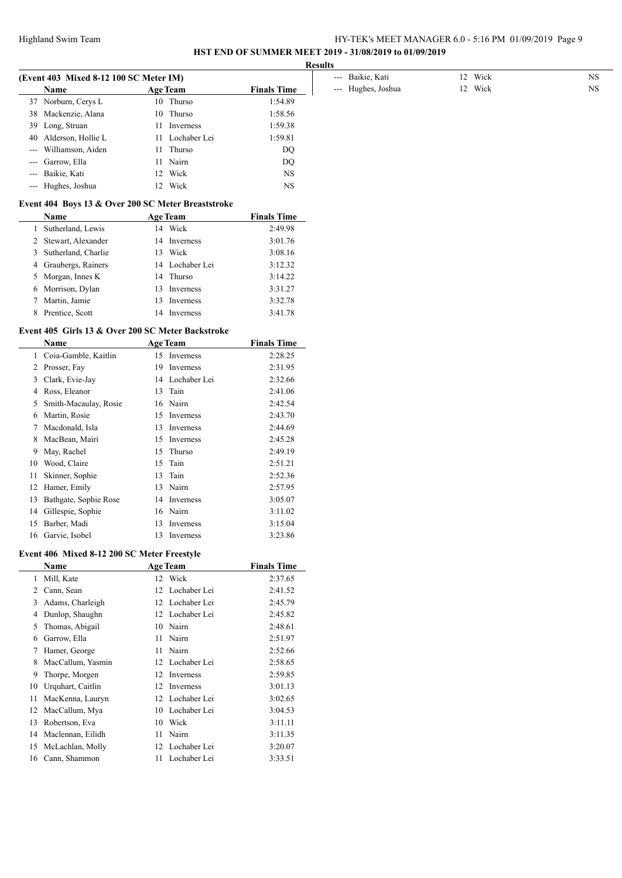### (Event 403 Mixed 8-12 100 SC Meter IM)

| | Name | Age | Team | Finals Time |
|---|---|---|---|---|
| 37 | Norburn, Cerys L | 10 | Thurso | 1:54.89 |
| 38 | Mackenzie, Alana | 10 | Thurso | 1:58.56 |
| 39 | Long, Struan | 11 | Inverness | 1:59.38 |
| 40 | Alderson, Hollie L | 11 | Lochaber Lei | 1:59.81 |
| --- | Williamson, Aiden | 11 | Thurso | DQ |
| --- | Garrow, Ella | 11 | Nairn | DQ |
| --- | Baikie, Kati | 12 | Wick | NS |
| --- | Hughes, Joshua | 12 | Wick | NS |

### Event 404 Boys 13 & Over 200 SC Meter Breaststroke

| | Name | Age | Team | Finals Time |
|---|---|---|---|---|
| 1 | Sutherland, Lewis | 14 | Wick | 2:49.98 |
| 2 | Stewart, Alexander | 14 | Inverness | 3:01.76 |
| 3 | Sutherland, Charlie | 13 | Wick | 3:08.16 |
| 4 | Graubergs, Rainers | 14 | Lochaber Lei | 3:12.32 |
| 5 | Morgan, Innes K | 14 | Thurso | 3:14.22 |
| 6 | Morrison, Dylan | 13 | Inverness | 3:31.27 |
| 7 | Martin, Jamie | 13 | Inverness | 3:32.78 |
| 8 | Prentice, Scott | 14 | Inverness | 3:41.78 |

### Event 405 Girls 13 & Over 200 SC Meter Backstroke

| | Name | Age | Team | Finals Time |
|---|---|---|---|---|
| 1 | Coia-Gamble, Kaitlin | 15 | Inverness | 2:28.25 |
| 2 | Prosser, Fay | 19 | Inverness | 2:31.95 |
| 3 | Clark, Evie-Jay | 14 | Lochaber Lei | 2:32.66 |
| 4 | Ross, Eleanor | 13 | Tain | 2:41.06 |
| 5 | Smith-Macaulay, Rosie | 16 | Nairn | 2:42.54 |
| 6 | Martin, Rosie | 15 | Inverness | 2:43.70 |
| 7 | Macdonald, Isla | 13 | Inverness | 2:44.69 |
| 8 | MacBean, Mairi | 15 | Inverness | 2:45.28 |
| 9 | May, Rachel | 15 | Thurso | 2:49.19 |
| 10 | Wood, Claire | 15 | Tain | 2:51.21 |
| 11 | Skinner, Sophie | 13 | Tain | 2:52.36 |
| 12 | Hamer, Emily | 13 | Nairn | 2:57.95 |
| 13 | Bathgate, Sophie Rose | 14 | Inverness | 3:05.07 |
| 14 | Gillespie, Sophie | 16 | Nairn | 3:11.02 |
| 15 | Barber, Madi | 13 | Inverness | 3:15.04 |
| 16 | Garvie, Isobel | 13 | Inverness | 3:23.86 |

### Event 406 Mixed 8-12 200 SC Meter Freestyle

| | Name | Age | Team | Finals Time |
|---|---|---|---|---|
| 1 | Mill, Kate | 12 | Wick | 2:37.65 |
| 2 | Cann, Sean | 12 | Lochaber Lei | 2:41.52 |
| 3 | Adams, Charleigh | 12 | Lochaber Lei | 2:45.79 |
| 4 | Dunlop, Shaughn | 12 | Lochaber Lei | 2:45.82 |
| 5 | Thomas, Abigail | 10 | Nairn | 2:48.61 |
| 6 | Garrow, Ella | 11 | Nairn | 2:51.97 |
| 7 | Hamer, George | 11 | Nairn | 2:52.66 |
| 8 | MacCallum, Yasmin | 12 | Lochaber Lei | 2:58.65 |
| 9 | Thorpe, Morgen | 12 | Inverness | 2:59.85 |
| 10 | Urquhart, Caitlin | 12 | Inverness | 3:01.13 |
| 11 | MacKenna, Lauryn | 12 | Lochaber Lei | 3:02.65 |
| 12 | MacCallum, Mya | 10 | Lochaber Lei | 3:04.53 |
| 13 | Robertson, Eva | 10 | Wick | 3:11.11 |
| 14 | Maclennan, Eilidh | 11 | Nairn | 3:11.35 |
| 15 | McLachlan, Molly | 12 | Lochaber Lei | 3:20.07 |
| 16 | Cann, Shammon | 11 | Lochaber Lei | 3:33.51 |

| | | | | |
|---|---|---|---|---|
| --- | Baikie, Kati | 12 | Wick | NS |
| --- | Hughes, Joshua | 12 | Wick | NS |